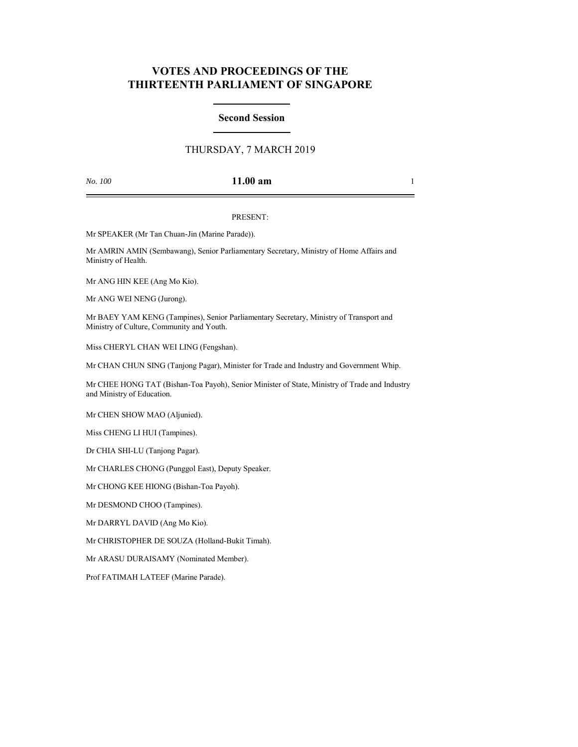# VOTES AND PROCEEDINGS OF THE THIRTEENTH PARLIAMENT OF SINGAPORE

## Second Session

THURSDAY, 7 MARCH 2019

*No. 100* **11.00 am**

PRESENT:

Mr SPEAKER (Mr Tan Chuan-Jin (Marine Parade)).

Mr AMRIN AMIN (Sembawang), Senior Parliamentary Secretary, Ministry of Home Affairs and Ministry of Health.

Mr ANG HIN KEE (Ang Mo Kio).

Mr ANG WEI NENG (Jurong).

Mr BAEY YAM KENG (Tampines), Senior Parliamentary Secretary, Ministry of Transport and Ministry of Culture, Community and Youth.

Miss CHERYL CHAN WEI LING (Fengshan).

Mr CHAN CHUN SING (Tanjong Pagar), Minister for Trade and Industry and Government Whip.

Mr CHEE HONG TAT (Bishan-Toa Payoh), Senior Minister of State, Ministry of Trade and Industry and Ministry of Education.

Mr CHEN SHOW MAO (Aljunied).

Miss CHENG LI HUI (Tampines).

Dr CHIA SHI-LU (Tanjong Pagar).

Mr CHARLES CHONG (Punggol East), Deputy Speaker.

Mr CHONG KEE HIONG (Bishan-Toa Payoh).

Mr DESMOND CHOO (Tampines).

Mr DARRYL DAVID (Ang Mo Kio).

Mr CHRISTOPHER DE SOUZA (Holland-Bukit Timah).

Mr ARASU DURAISAMY (Nominated Member).

Prof FATIMAH LATEEF (Marine Parade).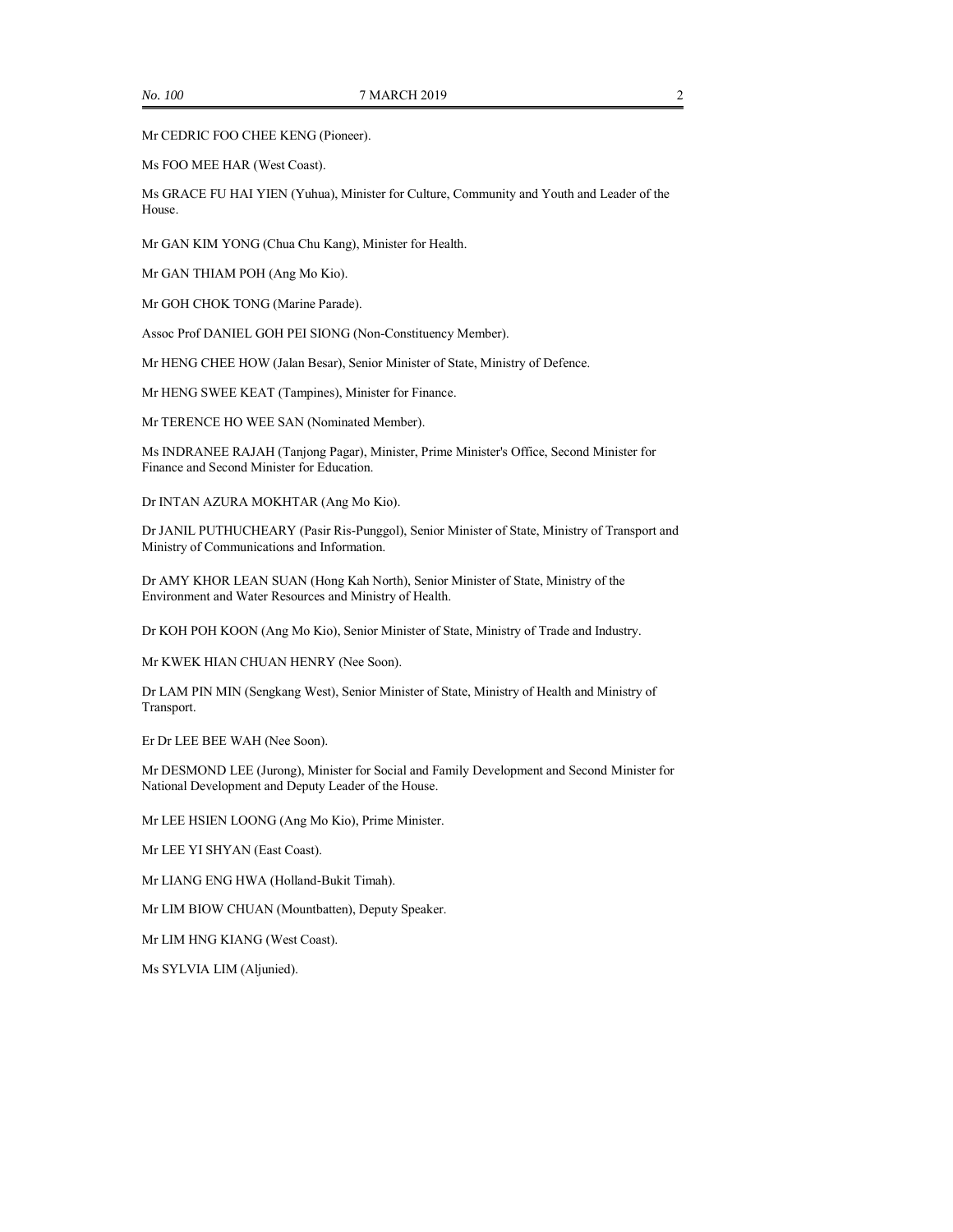Mr CEDRIC FOO CHEE KENG (Pioneer).

Ms FOO MEE HAR (West Coast).

Ms GRACE FU HAI YIEN (Yuhua), Minister for Culture, Community and Youth and Leader of the House.

Mr GAN KIM YONG (Chua Chu Kang), Minister for Health.

Mr GAN THIAM POH (Ang Mo Kio).

Mr GOH CHOK TONG (Marine Parade).

Assoc Prof DANIEL GOH PEI SIONG (Non-Constituency Member).

Mr HENG CHEE HOW (Jalan Besar), Senior Minister of State, Ministry of Defence.

Mr HENG SWEE KEAT (Tampines), Minister for Finance.

Mr TERENCE HO WEE SAN (Nominated Member).

Ms INDRANEE RAJAH (Tanjong Pagar), Minister, Prime Minister's Office, Second Minister for Finance and Second Minister for Education.

Dr INTAN AZURA MOKHTAR (Ang Mo Kio).

Dr JANIL PUTHUCHEARY (Pasir Ris-Punggol), Senior Minister of State, Ministry of Transport and Ministry of Communications and Information.

Dr AMY KHOR LEAN SUAN (Hong Kah North), Senior Minister of State, Ministry of the Environment and Water Resources and Ministry of Health.

Dr KOH POH KOON (Ang Mo Kio), Senior Minister of State, Ministry of Trade and Industry.

Mr KWEK HIAN CHUAN HENRY (Nee Soon).

Dr LAM PIN MIN (Sengkang West), Senior Minister of State, Ministry of Health and Ministry of Transport.

Er Dr LEE BEE WAH (Nee Soon).

Mr DESMOND LEE (Jurong), Minister for Social and Family Development and Second Minister for National Development and Deputy Leader of the House.

Mr LEE HSIEN LOONG (Ang Mo Kio), Prime Minister.

Mr LEE YI SHYAN (East Coast).

Mr LIANG ENG HWA (Holland-Bukit Timah).

Mr LIM BIOW CHUAN (Mountbatten), Deputy Speaker.

Mr LIM HNG KIANG (West Coast).

Ms SYLVIA LIM (Aljunied).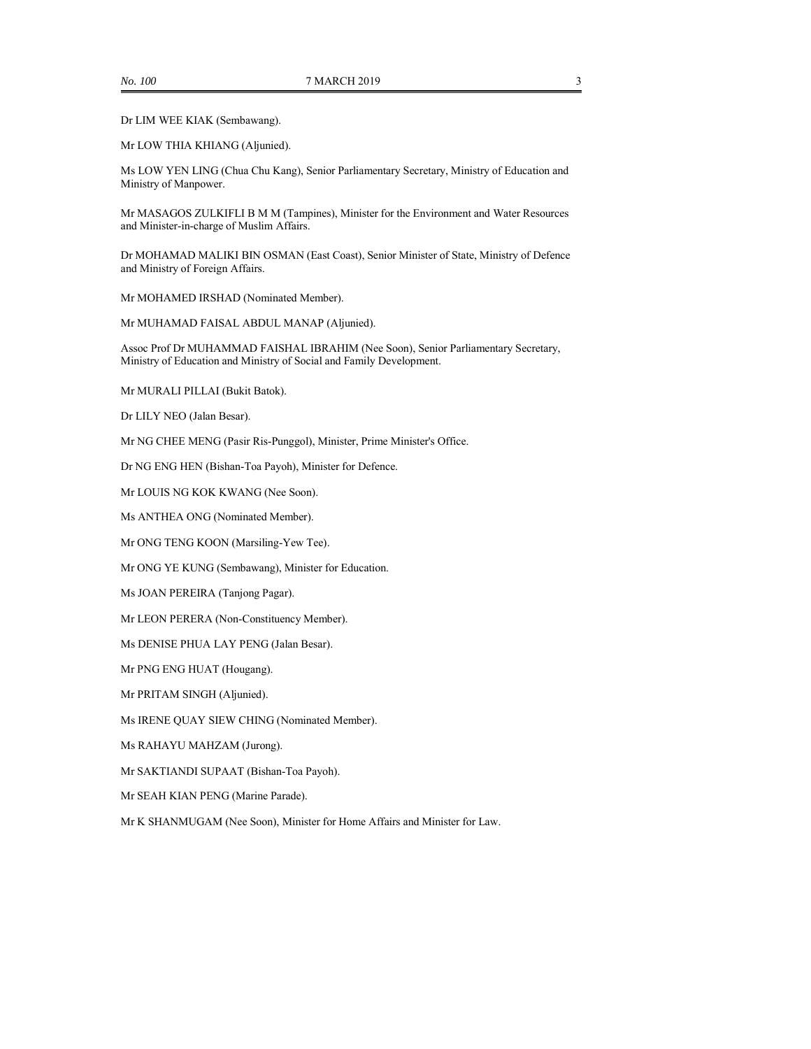Dr LIM WEE KIAK (Sembawang).

Mr LOW THIA KHIANG (Aljunied).

Ms LOW YEN LING (Chua Chu Kang), Senior Parliamentary Secretary, Ministry of Education and Ministry of Manpower.

Mr MASAGOS ZULKIFLI B M M (Tampines), Minister for the Environment and Water Resources and Minister-in-charge of Muslim Affairs.

Dr MOHAMAD MALIKI BIN OSMAN (East Coast), Senior Minister of State, Ministry of Defence and Ministry of Foreign Affairs.

Mr MOHAMED IRSHAD (Nominated Member).

Mr MUHAMAD FAISAL ABDUL MANAP (Aljunied).

Assoc Prof Dr MUHAMMAD FAISHAL IBRAHIM (Nee Soon), Senior Parliamentary Secretary, Ministry of Education and Ministry of Social and Family Development.

Mr MURALI PILLAI (Bukit Batok).

Dr LILY NEO (Jalan Besar).

Mr NG CHEE MENG (Pasir Ris-Punggol), Minister, Prime Minister's Office.

Dr NG ENG HEN (Bishan-Toa Payoh), Minister for Defence.

Mr LOUIS NG KOK KWANG (Nee Soon).

Ms ANTHEA ONG (Nominated Member).

Mr ONG TENG KOON (Marsiling-Yew Tee).

Mr ONG YE KUNG (Sembawang), Minister for Education.

Ms JOAN PEREIRA (Tanjong Pagar).

Mr LEON PERERA (Non-Constituency Member).

Ms DENISE PHUA LAY PENG (Jalan Besar).

Mr PNG ENG HUAT (Hougang).

Mr PRITAM SINGH (Aljunied).

Ms IRENE QUAY SIEW CHING (Nominated Member).

Ms RAHAYU MAHZAM (Jurong).

Mr SAKTIANDI SUPAAT (Bishan-Toa Payoh).

Mr SEAH KIAN PENG (Marine Parade).

Mr K SHANMUGAM (Nee Soon), Minister for Home Affairs and Minister for Law.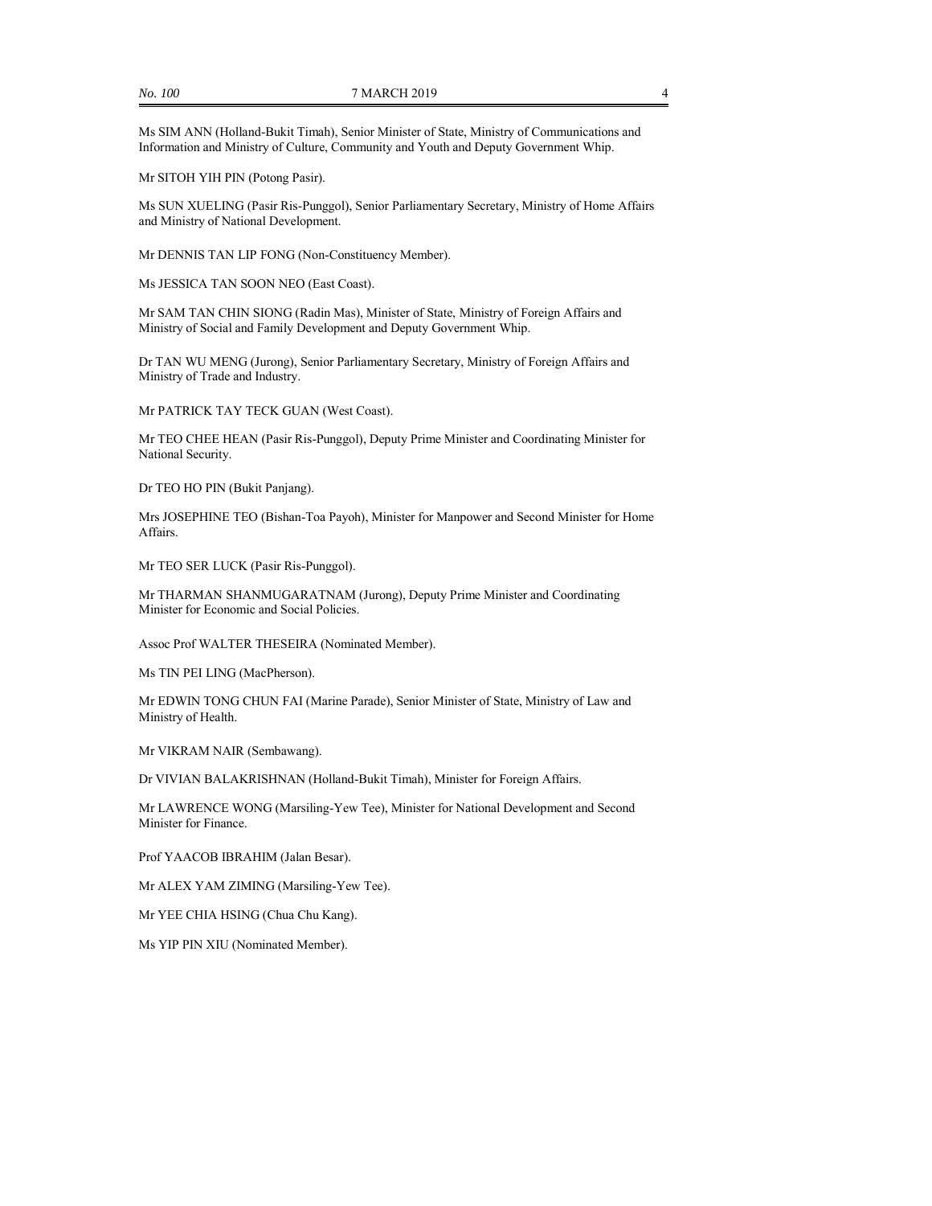Ms SIM ANN (Holland-Bukit Timah), Senior Minister of State, Ministry of Communications and Information and Ministry of Culture, Community and Youth and Deputy Government Whip.

Mr SITOH YIH PIN (Potong Pasir).

Ms SUN XUELING (Pasir Ris-Punggol), Senior Parliamentary Secretary, Ministry of Home Affairs and Ministry of National Development.

Mr DENNIS TAN LIP FONG (Non-Constituency Member).

Ms JESSICA TAN SOON NEO (East Coast).

Mr SAM TAN CHIN SIONG (Radin Mas), Minister of State, Ministry of Foreign Affairs and Ministry of Social and Family Development and Deputy Government Whip.

Dr TAN WU MENG (Jurong), Senior Parliamentary Secretary, Ministry of Foreign Affairs and Ministry of Trade and Industry.

Mr PATRICK TAY TECK GUAN (West Coast).

Mr TEO CHEE HEAN (Pasir Ris-Punggol), Deputy Prime Minister and Coordinating Minister for National Security.

Dr TEO HO PIN (Bukit Panjang).

Mrs JOSEPHINE TEO (Bishan-Toa Payoh), Minister for Manpower and Second Minister for Home Affairs.

Mr TEO SER LUCK (Pasir Ris-Punggol).

Mr THARMAN SHANMUGARATNAM (Jurong), Deputy Prime Minister and Coordinating Minister for Economic and Social Policies.

Assoc Prof WALTER THESEIRA (Nominated Member).

Ms TIN PEI LING (MacPherson).

Mr EDWIN TONG CHUN FAI (Marine Parade), Senior Minister of State, Ministry of Law and Ministry of Health.

Mr VIKRAM NAIR (Sembawang).

Dr VIVIAN BALAKRISHNAN (Holland-Bukit Timah), Minister for Foreign Affairs.

Mr LAWRENCE WONG (Marsiling-Yew Tee), Minister for National Development and Second Minister for Finance.

Prof YAACOB IBRAHIM (Jalan Besar).

Mr ALEX YAM ZIMING (Marsiling-Yew Tee).

Mr YEE CHIA HSING (Chua Chu Kang).

Ms YIP PIN XIU (Nominated Member).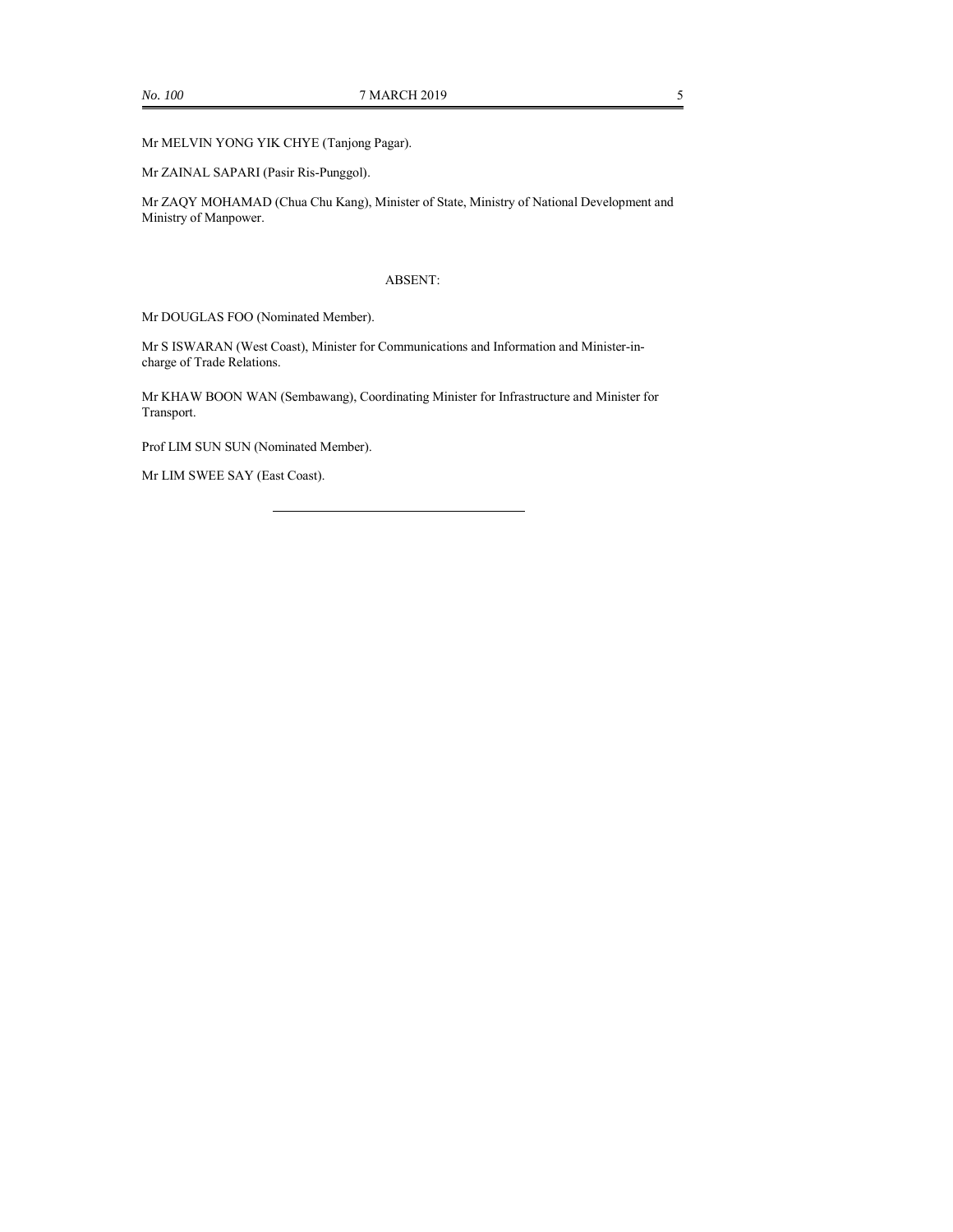Mr MELVIN YONG YIK CHYE (Tanjong Pagar).

Mr ZAINAL SAPARI (Pasir Ris-Punggol).

Mr ZAQY MOHAMAD (Chua Chu Kang), Minister of State, Ministry of National Development and Ministry of Manpower.

ABSENT:

Mr DOUGLAS FOO (Nominated Member).

Mr S ISWARAN (West Coast), Minister for Communications and Information and Minister-in-charge of Trade Relations.

Mr KHAW BOON WAN (Sembawang), Coordinating Minister for Infrastructure and Minister for Transport.

Prof LIM SUN SUN (Nominated Member).

Mr LIM SWEE SAY (East Coast).

---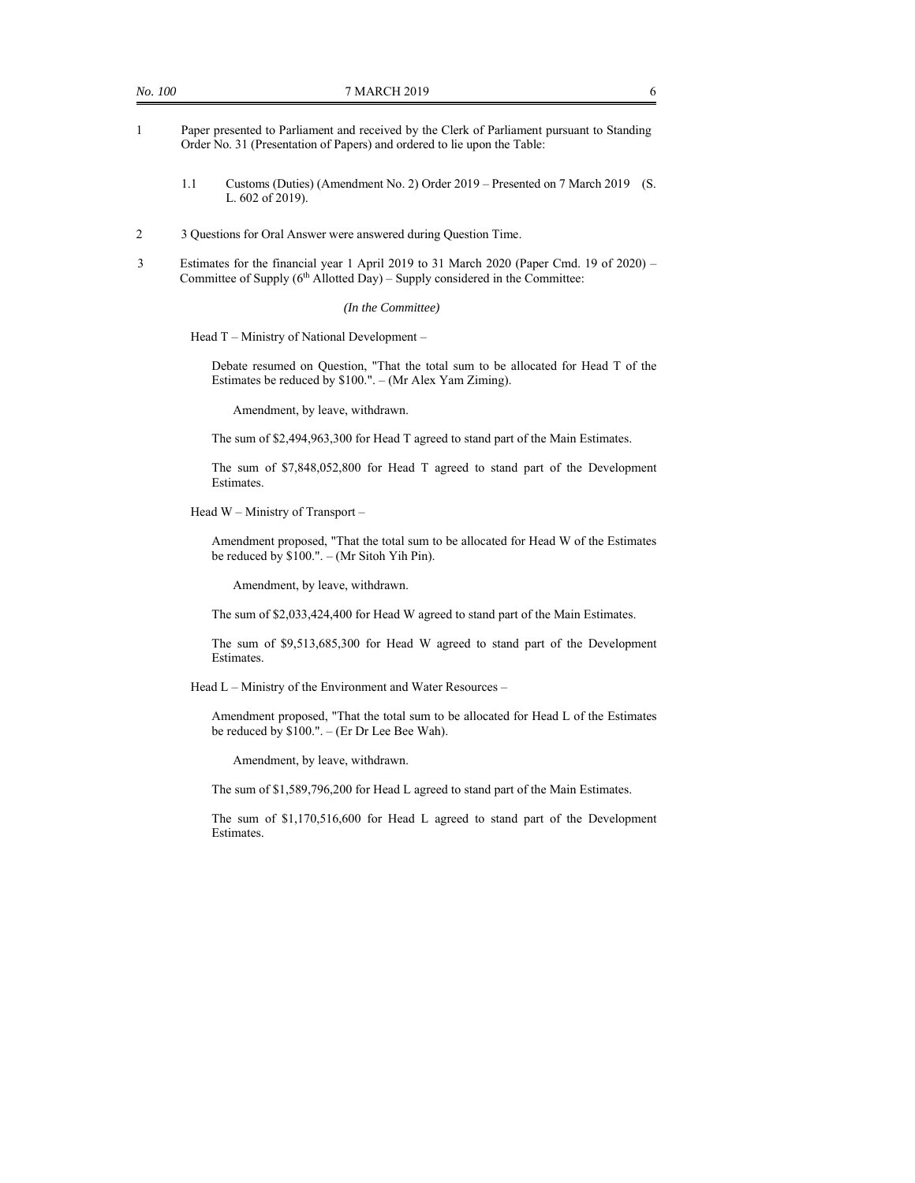1 Paper presented to Parliament and received by the Clerk of Parliament pursuant to Standing Order No. 31 (Presentation of Papers) and ordered to lie upon the Table:

   1.1 Customs (Duties) (Amendment No. 2) Order 2019 – Presented on 7 March 2019 (S. L. 602 of 2019).

2 3 Questions for Oral Answer were answered during Question Time.

3 Estimates for the financial year 1 April 2019 to 31 March 2020 (Paper Cmd. 19 of 2020) – Committee of Supply (6th Allotted Day) – Supply considered in the Committee:

*(In the Committee)*

Head T – Ministry of National Development –

Debate resumed on Question, "That the total sum to be allocated for Head T of the Estimates be reduced by $100.". – (Mr Alex Yam Ziming).

Amendment, by leave, withdrawn.

The sum of $2,494,963,300 for Head T agreed to stand part of the Main Estimates.

The sum of $7,848,052,800 for Head T agreed to stand part of the Development Estimates.

Head W – Ministry of Transport –

Amendment proposed, "That the total sum to be allocated for Head W of the Estimates be reduced by $100.". – (Mr Sitoh Yih Pin).

Amendment, by leave, withdrawn.

The sum of $2,033,424,400 for Head W agreed to stand part of the Main Estimates.

The sum of $9,513,685,300 for Head W agreed to stand part of the Development Estimates.

Head L – Ministry of the Environment and Water Resources –

Amendment proposed, "That the total sum to be allocated for Head L of the Estimates be reduced by $100.". – (Er Dr Lee Bee Wah).

Amendment, by leave, withdrawn.

The sum of $1,589,796,200 for Head L agreed to stand part of the Main Estimates.

The sum of $1,170,516,600 for Head L agreed to stand part of the Development Estimates.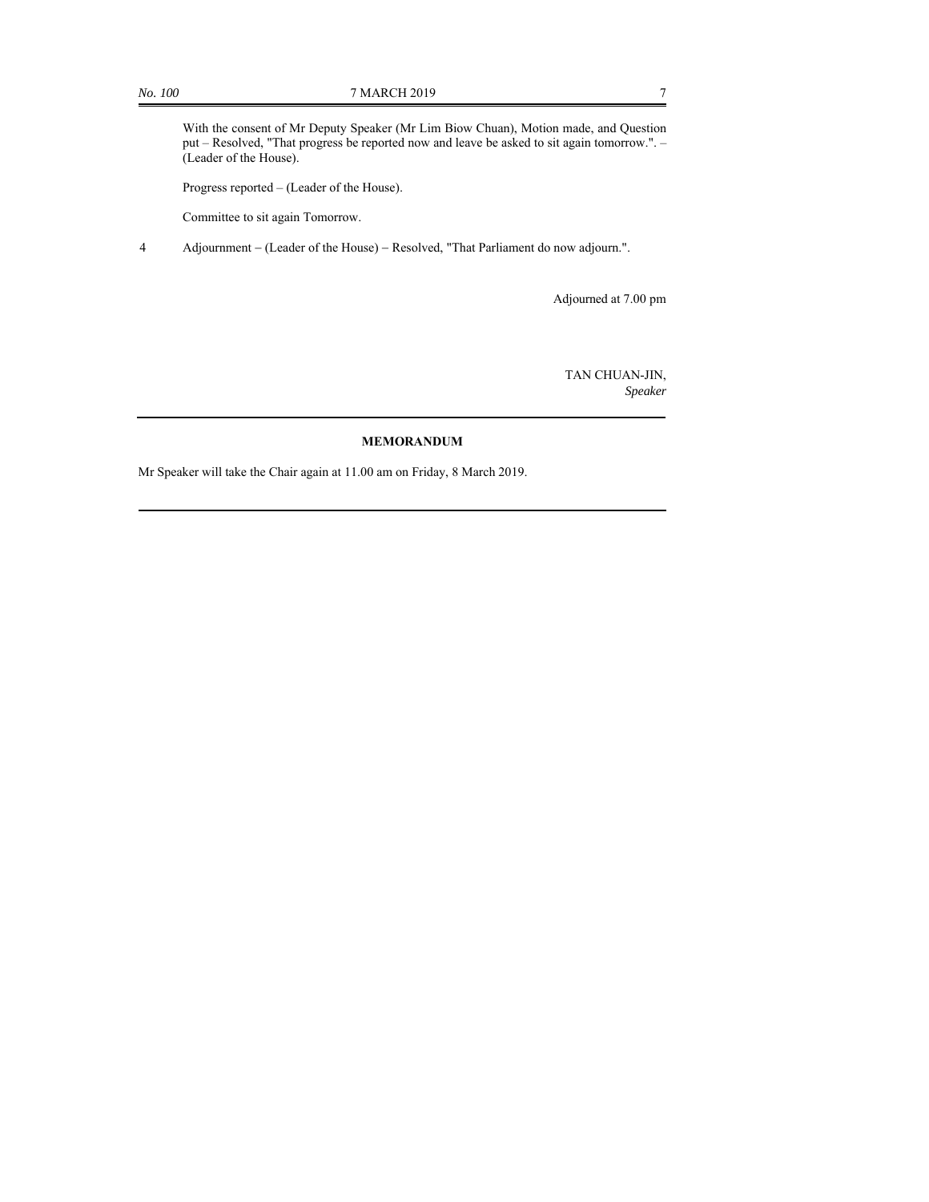With the consent of Mr Deputy Speaker (Mr Lim Biow Chuan), Motion made, and Question put – Resolved, "That progress be reported now and leave be asked to sit again tomorrow.". – (Leader of the House).

Progress reported – (Leader of the House).

Committee to sit again Tomorrow.

4 Adjournment – (Leader of the House) – Resolved, "That Parliament do now adjourn.".

Adjourned at 7.00 pm

TAN CHUAN-JIN,
*Speaker*

---

**MEMORANDUM**

Mr Speaker will take the Chair again at 11.00 am on Friday, 8 March 2019.

---